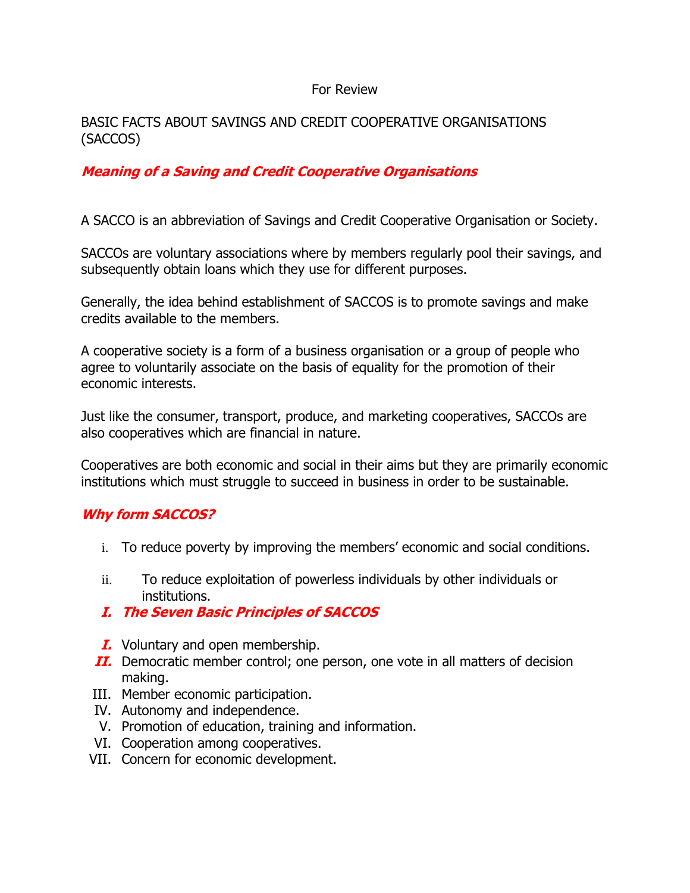For Review

BASIC FACTS ABOUT SAVINGS AND CREDIT COOPERATIVE ORGANISATIONS (SACCOS)

## ***Meaning of a Saving and Credit Cooperative Organisations***

A SACCO is an abbreviation of Savings and Credit Cooperative Organisation or Society.

SACCOs are voluntary associations where by members regularly pool their savings, and subsequently obtain loans which they use for different purposes.

Generally, the idea behind establishment of SACCOS is to promote savings and make credits available to the members.

A cooperative society is a form of a business organisation or a group of people who agree to voluntarily associate on the basis of equality for the promotion of their economic interests.

Just like the consumer, transport, produce, and marketing cooperatives, SACCOs are also cooperatives which are financial in nature.

Cooperatives are both economic and social in their aims but they are primarily economic institutions which must struggle to succeed in business in order to be sustainable.

## ***Why form SACCOS?***

i. To reduce poverty by improving the members' economic and social conditions.

ii. To reduce exploitation of powerless individuals by other individuals or institutions.

## ***I. The Seven Basic Principles of SACCOS***

I. Voluntary and open membership.
II. Democratic member control; one person, one vote in all matters of decision making.
III. Member economic participation.
IV. Autonomy and independence.
V. Promotion of education, training and information.
VI. Cooperation among cooperatives.
VII. Concern for economic development.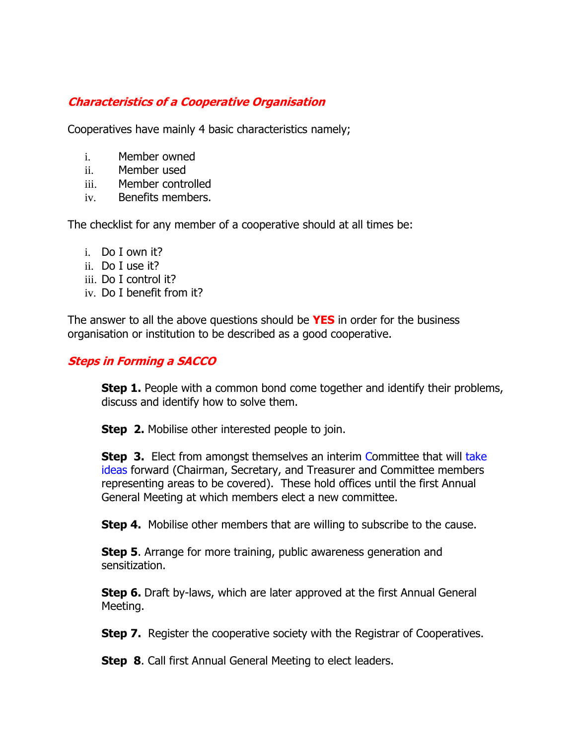## ***Characteristics of a Cooperative Organisation***

Cooperatives have mainly 4 basic characteristics namely;

i. Member owned
ii. Member used
iii. Member controlled
iv. Benefits members.

The checklist for any member of a cooperative should at all times be:

i. Do I own it?
ii. Do I use it?
iii. Do I control it?
iv. Do I benefit from it?

The answer to all the above questions should be **YES** in order for the business organisation or institution to be described as a good cooperative.

## ***Steps in Forming a SACCO***

**Step 1.** People with a common bond come together and identify their problems, discuss and identify how to solve them.

**Step 2.** Mobilise other interested people to join.

**Step 3.** Elect from amongst themselves an interim Committee that will take ideas forward (Chairman, Secretary, and Treasurer and Committee members representing areas to be covered). These hold offices until the first Annual General Meeting at which members elect a new committee.

**Step 4.** Mobilise other members that are willing to subscribe to the cause.

**Step 5**. Arrange for more training, public awareness generation and sensitization.

**Step 6.** Draft by-laws, which are later approved at the first Annual General Meeting.

**Step 7.** Register the cooperative society with the Registrar of Cooperatives.

**Step 8**. Call first Annual General Meeting to elect leaders.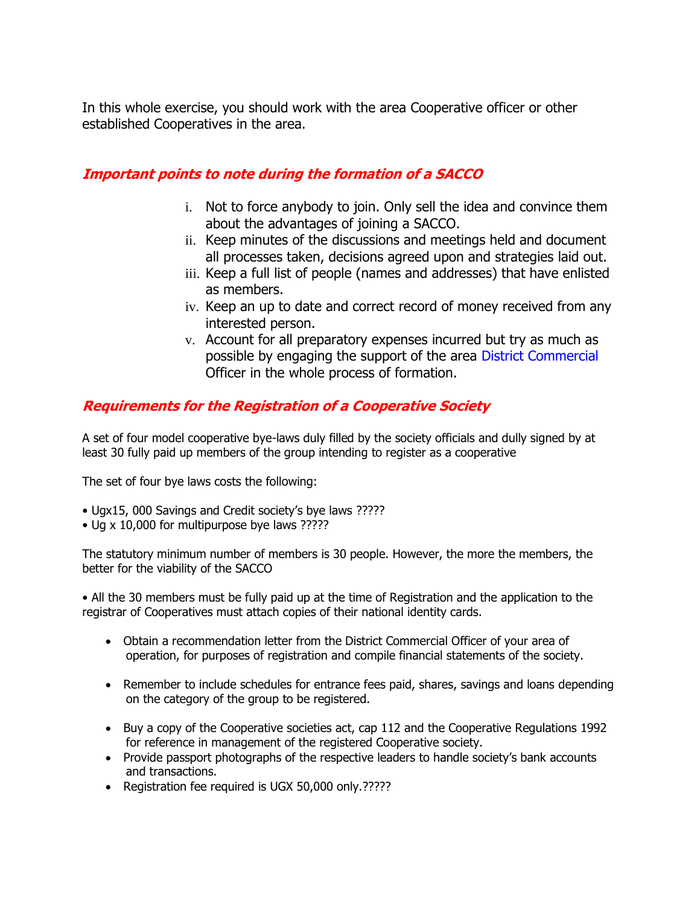In this whole exercise, you should work with the area Cooperative officer or other established Cooperatives in the area.

## *Important points to note during the formation of a SACCO*

i. Not to force anybody to join. Only sell the idea and convince them about the advantages of joining a SACCO.
ii. Keep minutes of the discussions and meetings held and document all processes taken, decisions agreed upon and strategies laid out.
iii. Keep a full list of people (names and addresses) that have enlisted as members.
iv. Keep an up to date and correct record of money received from any interested person.
v. Account for all preparatory expenses incurred but try as much as possible by engaging the support of the area District Commercial Officer in the whole process of formation.

## *Requirements for the Registration of a Cooperative Society*

A set of four model cooperative bye-laws duly filled by the society officials and dully signed by at least 30 fully paid up members of the group intending to register as a cooperative

The set of four bye laws costs the following:

- Ugx15, 000 Savings and Credit society's bye laws ?????
- Ug x 10,000 for multipurpose bye laws ?????

The statutory minimum number of members is 30 people. However, the more the members, the better for the viability of the SACCO

- All the 30 members must be fully paid up at the time of Registration and the application to the registrar of Cooperatives must attach copies of their national identity cards.

- Obtain a recommendation letter from the District Commercial Officer of your area of operation, for purposes of registration and compile financial statements of the society.
- Remember to include schedules for entrance fees paid, shares, savings and loans depending on the category of the group to be registered.
- Buy a copy of the Cooperative societies act, cap 112 and the Cooperative Regulations 1992 for reference in management of the registered Cooperative society.
- Provide passport photographs of the respective leaders to handle society's bank accounts and transactions.
- Registration fee required is UGX 50,000 only.?????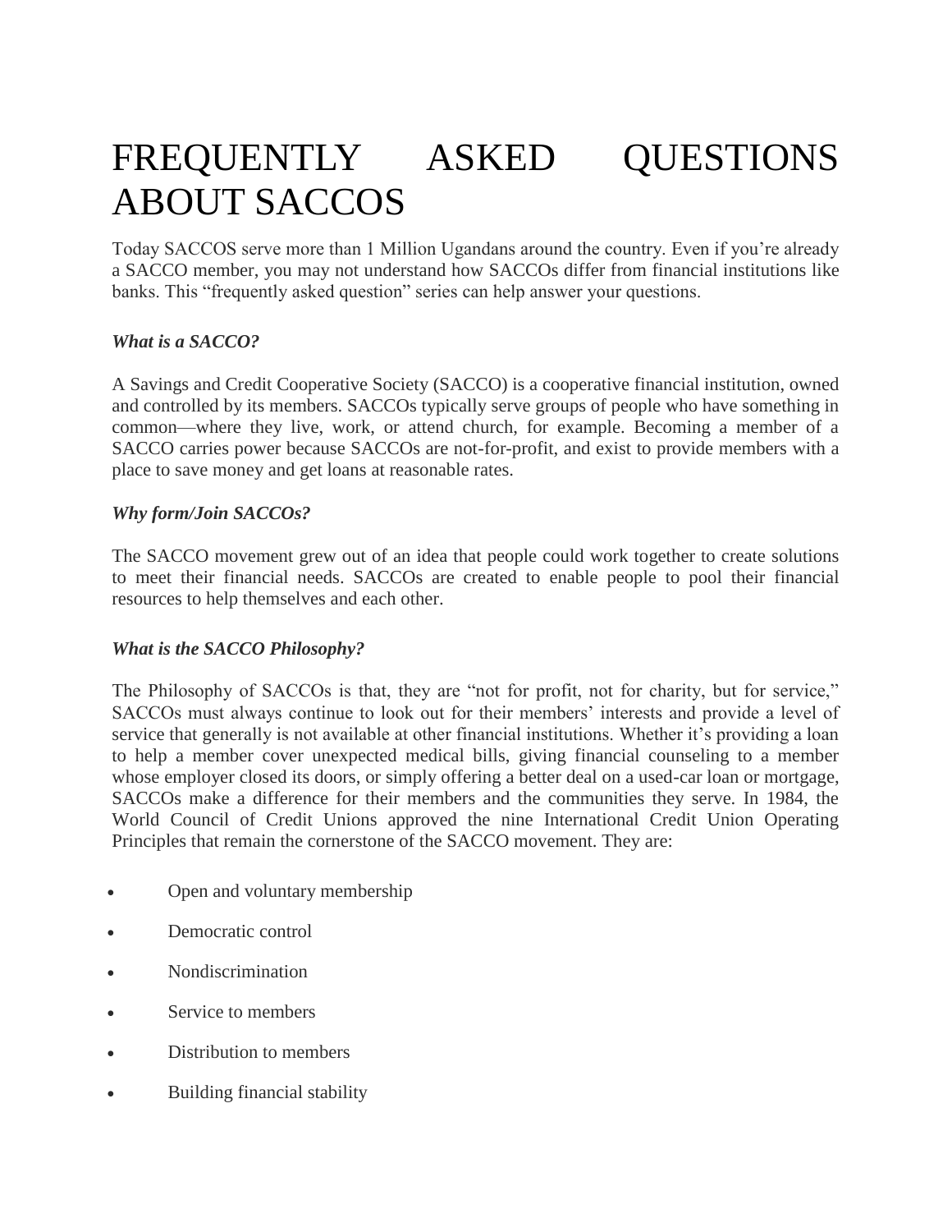# FREQUENTLY ASKED QUESTIONS ABOUT SACCOS

Today SACCOS serve more than 1 Million Ugandans around the country. Even if you're already a SACCO member, you may not understand how SACCOs differ from financial institutions like banks. This "frequently asked question" series can help answer your questions.

***What is a SACCO?***

A Savings and Credit Cooperative Society (SACCO) is a cooperative financial institution, owned and controlled by its members. SACCOs typically serve groups of people who have something in common—where they live, work, or attend church, for example. Becoming a member of a SACCO carries power because SACCOs are not-for-profit, and exist to provide members with a place to save money and get loans at reasonable rates.

***Why form/Join SACCOs?***

The SACCO movement grew out of an idea that people could work together to create solutions to meet their financial needs. SACCOs are created to enable people to pool their financial resources to help themselves and each other.

***What is the SACCO Philosophy?***

The Philosophy of SACCOs is that, they are "not for profit, not for charity, but for service," SACCOs must always continue to look out for their members' interests and provide a level of service that generally is not available at other financial institutions. Whether it's providing a loan to help a member cover unexpected medical bills, giving financial counseling to a member whose employer closed its doors, or simply offering a better deal on a used-car loan or mortgage, SACCOs make a difference for their members and the communities they serve. In 1984, the World Council of Credit Unions approved the nine International Credit Union Operating Principles that remain the cornerstone of the SACCO movement. They are:

- Open and voluntary membership
- Democratic control
- Nondiscrimination
- Service to members
- Distribution to members
- Building financial stability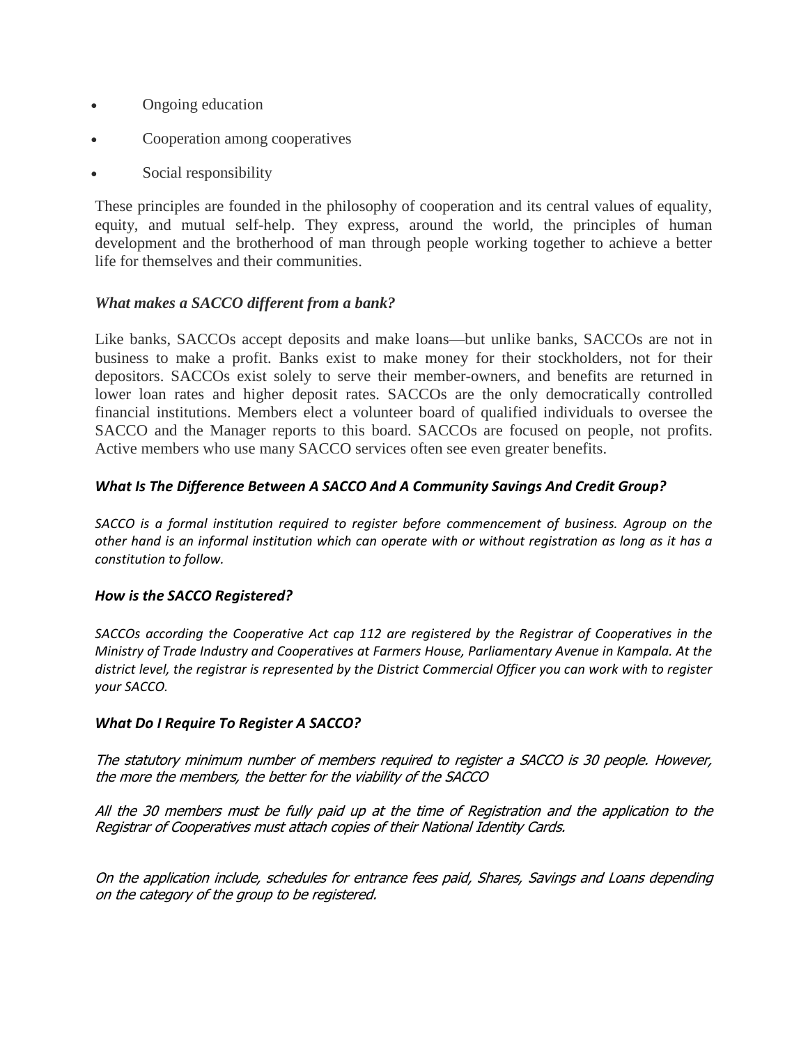- Ongoing education
- Cooperation among cooperatives
- Social responsibility

These principles are founded in the philosophy of cooperation and its central values of equality, equity, and mutual self-help. They express, around the world, the principles of human development and the brotherhood of man through people working together to achieve a better life for themselves and their communities.

### *What makes a SACCO different from a bank?*

Like banks, SACCOs accept deposits and make loans—but unlike banks, SACCOs are not in business to make a profit. Banks exist to make money for their stockholders, not for their depositors. SACCOs exist solely to serve their member-owners, and benefits are returned in lower loan rates and higher deposit rates. SACCOs are the only democratically controlled financial institutions. Members elect a volunteer board of qualified individuals to oversee the SACCO and the Manager reports to this board. SACCOs are focused on people, not profits. Active members who use many SACCO services often see even greater benefits.

### *What Is The Difference Between A SACCO And A Community Savings And Credit Group?*

*SACCO is a formal institution required to register before commencement of business. Agroup on the other hand is an informal institution which can operate with or without registration as long as it has a constitution to follow.*

### *How is the SACCO Registered?*

*SACCOs according the Cooperative Act cap 112 are registered by the Registrar of Cooperatives in the Ministry of Trade Industry and Cooperatives at Farmers House, Parliamentary Avenue in Kampala. At the district level, the registrar is represented by the District Commercial Officer you can work with to register your SACCO.*

### *What Do I Require To Register A SACCO?*

*The statutory minimum number of members required to register a SACCO is 30 people. However, the more the members, the better for the viability of the SACCO*

*All the 30 members must be fully paid up at the time of Registration and the application to the Registrar of Cooperatives must attach copies of their National Identity Cards.*

*On the application include, schedules for entrance fees paid, Shares, Savings and Loans depending on the category of the group to be registered.*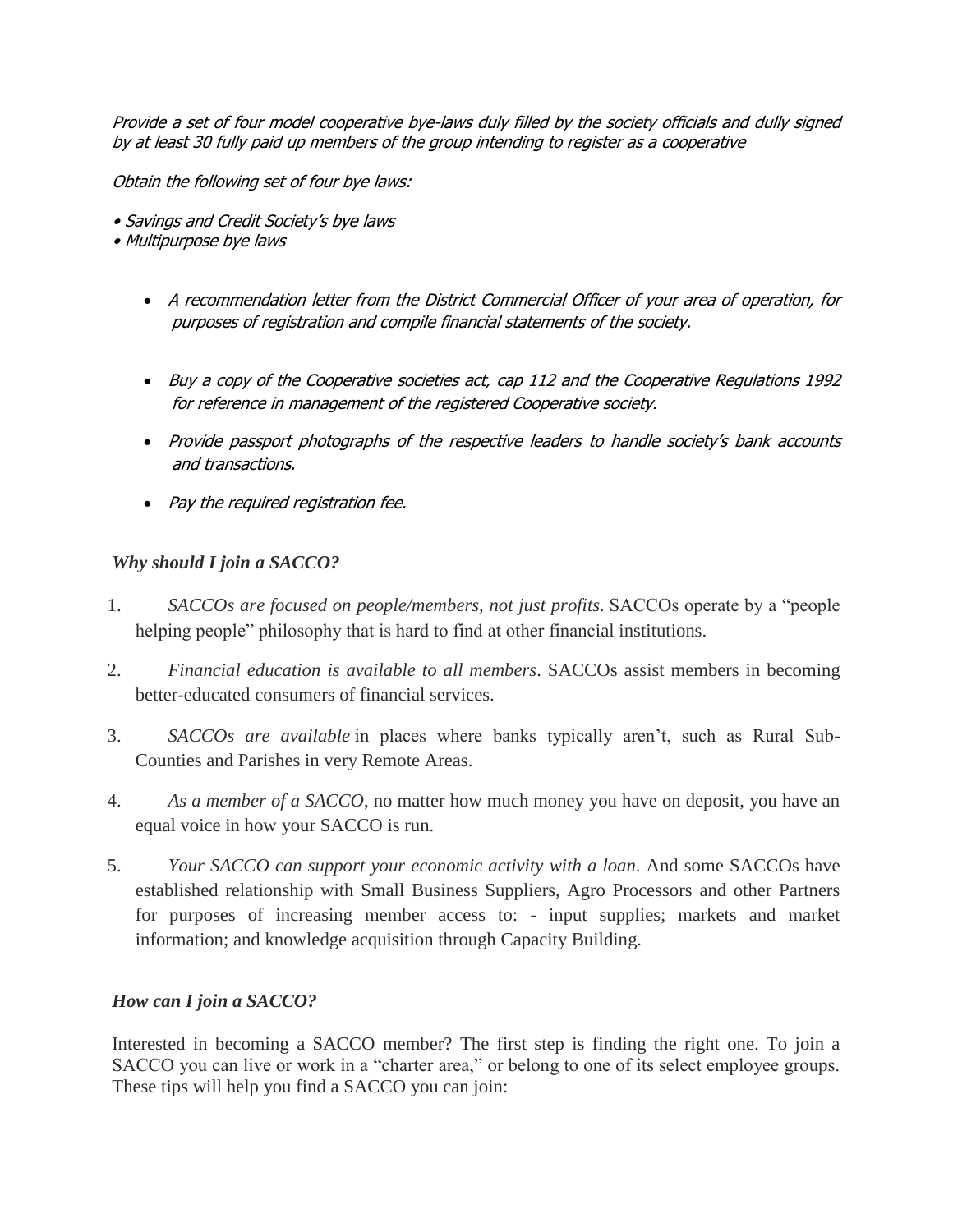*Provide a set of four model cooperative bye-laws duly filled by the society officials and dully signed by at least 30 fully paid up members of the group intending to register as a cooperative*

*Obtain the following set of four bye laws:*

*• Savings and Credit Society's bye laws*
*• Multipurpose bye laws*

- *A recommendation letter from the District Commercial Officer of your area of operation, for purposes of registration and compile financial statements of the society.*
- *Buy a copy of the Cooperative societies act, cap 112 and the Cooperative Regulations 1992 for reference in management of the registered Cooperative society.*
- *Provide passport photographs of the respective leaders to handle society's bank accounts and transactions.*
- *Pay the required registration fee.*

### *Why should I join a SACCO?*

1. *SACCOs are focused on people/members, not just profits.* SACCOs operate by a "people helping people" philosophy that is hard to find at other financial institutions.
2. *Financial education is available to all members*. SACCOs assist members in becoming better-educated consumers of financial services.
3. *SACCOs are available* in places where banks typically aren't, such as Rural Sub-Counties and Parishes in very Remote Areas.
4. *As a member of a SACCO,* no matter how much money you have on deposit, you have an equal voice in how your SACCO is run.
5. *Your SACCO can support your economic activity with a loan.* And some SACCOs have established relationship with Small Business Suppliers, Agro Processors and other Partners for purposes of increasing member access to: - input supplies; markets and market information; and knowledge acquisition through Capacity Building.

### *How can I join a SACCO?*

Interested in becoming a SACCO member? The first step is finding the right one. To join a SACCO you can live or work in a "charter area," or belong to one of its select employee groups. These tips will help you find a SACCO you can join: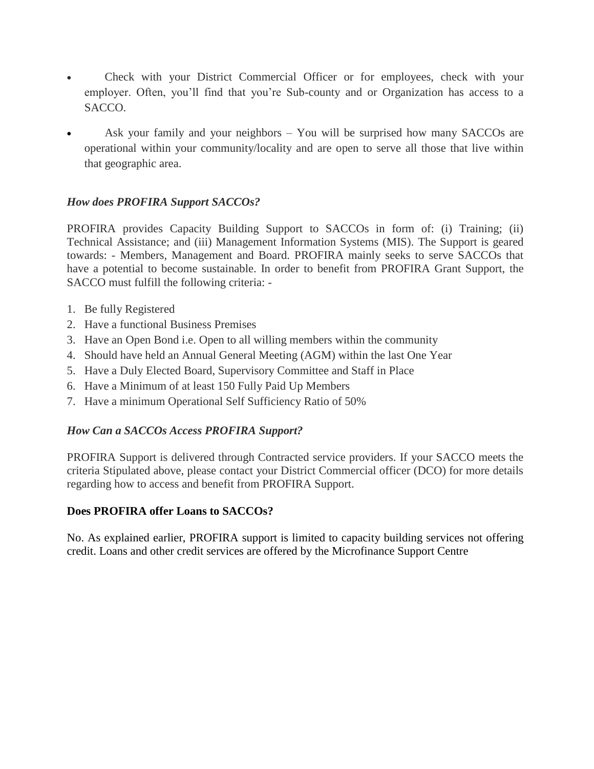- Check with your District Commercial Officer or for employees, check with your employer. Often, you'll find that you're Sub-county and or Organization has access to a SACCO.
- Ask your family and your neighbors – You will be surprised how many SACCOs are operational within your community/locality and are open to serve all those that live within that geographic area.

### *How does PROFIRA Support SACCOs?*

PROFIRA provides Capacity Building Support to SACCOs in form of: (i) Training; (ii) Technical Assistance; and (iii) Management Information Systems (MIS). The Support is geared towards: - Members, Management and Board. PROFIRA mainly seeks to serve SACCOs that have a potential to become sustainable. In order to benefit from PROFIRA Grant Support, the SACCO must fulfill the following criteria: -

1. Be fully Registered
2. Have a functional Business Premises
3. Have an Open Bond i.e. Open to all willing members within the community
4. Should have held an Annual General Meeting (AGM) within the last One Year
5. Have a Duly Elected Board, Supervisory Committee and Staff in Place
6. Have a Minimum of at least 150 Fully Paid Up Members
7. Have a minimum Operational Self Sufficiency Ratio of 50%

### *How Can a SACCOs Access PROFIRA Support?*

PROFIRA Support is delivered through Contracted service providers. If your SACCO meets the criteria Stipulated above, please contact your District Commercial officer (DCO) for more details regarding how to access and benefit from PROFIRA Support.

### **Does PROFIRA offer Loans to SACCOs?**

No. As explained earlier, PROFIRA support is limited to capacity building services not offering credit. Loans and other credit services are offered by the Microfinance Support Centre